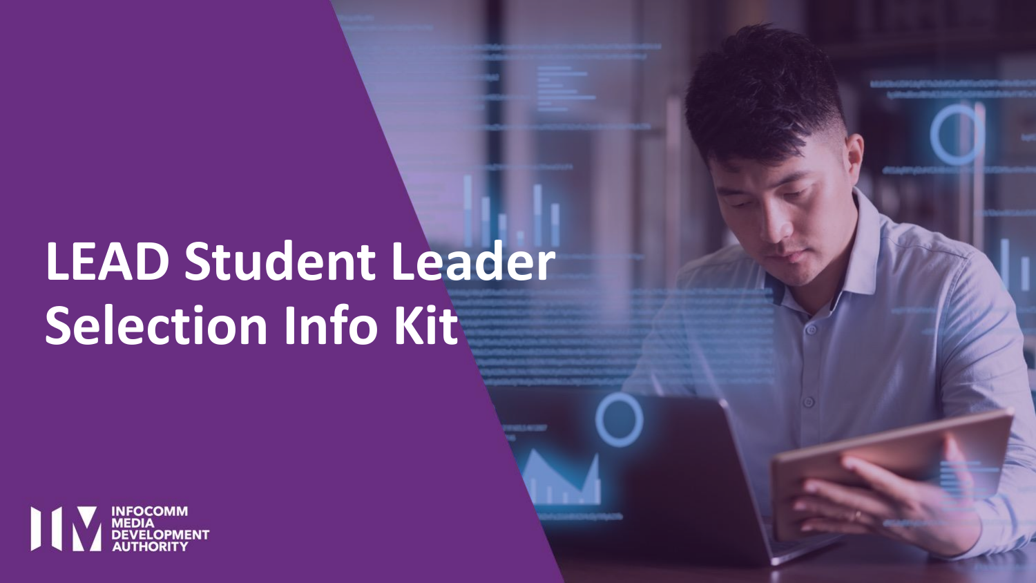# LEAD Student Leader Selection Info Kit

INFOCOMM MEDIA DEVELOPMENT AUTHORITY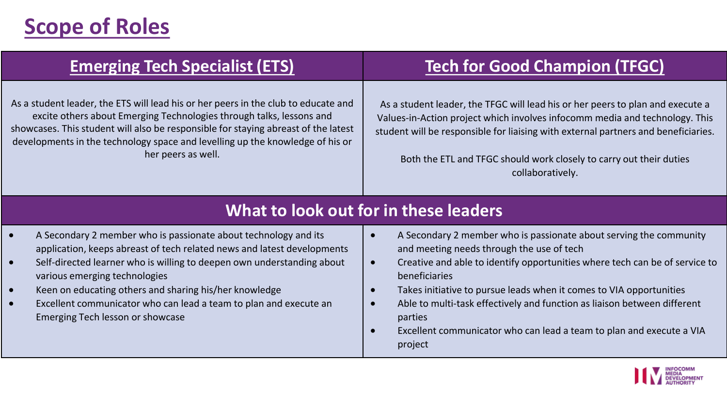# Scope of Roles

| Emerging Tech Specialist (ETS) | Tech for Good Champion (TFGC) |
| --- | --- |
| As a student leader, the ETS will lead his or her peers in the club to educate and excite others about Emerging Technologies through talks, lessons and showcases. This student will also be responsible for staying abreast of the latest developments in the technology space and levelling up the knowledge of his or her peers as well. | As a student leader, the TFGC will lead his or her peers to plan and execute a Values-in-Action project which involves infocomm media and technology. This student will be responsible for liaising with external partners and beneficiaries.<br><br>Both the ETL and TFGC should work closely to carry out their duties collaboratively. |
| **What to look out for in these leaders** | |
| • A Secondary 2 member who is passionate about technology and its application, keeps abreast of tech related news and latest developments<br>• Self-directed learner who is willing to deepen own understanding about various emerging technologies<br>• Keen on educating others and sharing his/her knowledge<br>• Excellent communicator who can lead a team to plan and execute an Emerging Tech lesson or showcase | • A Secondary 2 member who is passionate about serving the community and meeting needs through the use of tech<br>• Creative and able to identify opportunities where tech can be of service to beneficiaries<br>• Takes initiative to pursue leads when it comes to VIA opportunities<br>• Able to multi-task effectively and function as liaison between different parties<br>• Excellent communicator who can lead a team to plan and execute a VIA project |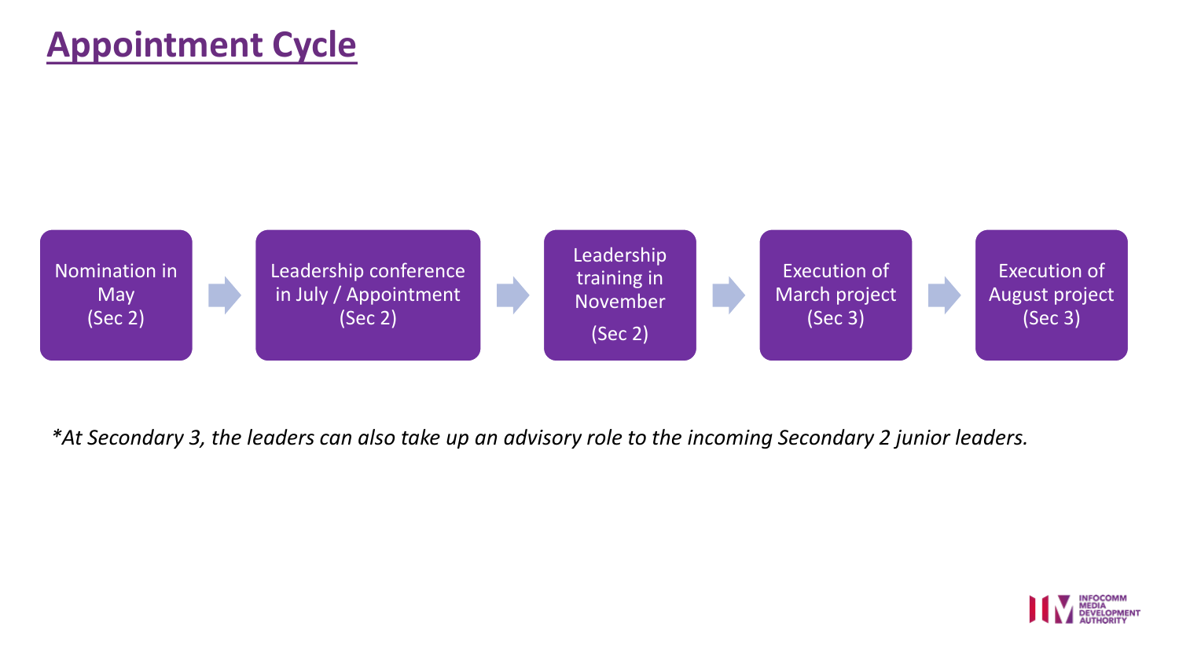# Appointment Cycle

1. Nomination in May (Sec 2)
2. Leadership conference in July / Appointment (Sec 2)
3. Leadership training in November (Sec 2)
4. Execution of March project (Sec 3)
5. Execution of August project (Sec 3)

*\*At Secondary 3, the leaders can also take up an advisory role to the incoming Secondary 2 junior leaders.*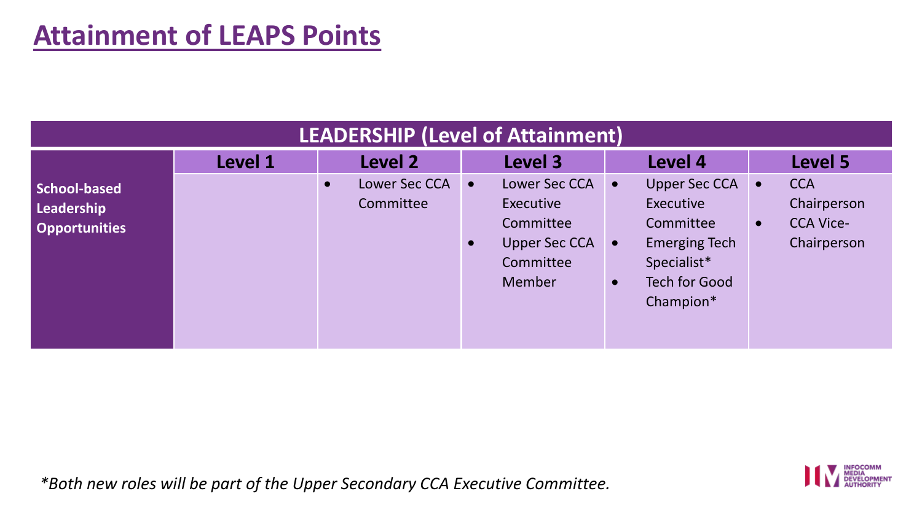# Attainment of LEAPS Points

| LEADERSHIP (Level of Attainment) | | | | | |
|---|---|---|---|---|---|
| | Level 1 | Level 2 | Level 3 | Level 4 | Level 5 |
| **School-based Leadership Opportunities** | | • Lower Sec CCA Committee | • Lower Sec CCA Executive Committee<br>• Upper Sec CCA Committee Member | • Upper Sec CCA Executive Committee<br>• Emerging Tech Specialist*<br>• Tech for Good Champion* | • CCA Chairperson<br>• CCA Vice-Chairperson |

*\*Both new roles will be part of the Upper Secondary CCA Executive Committee.*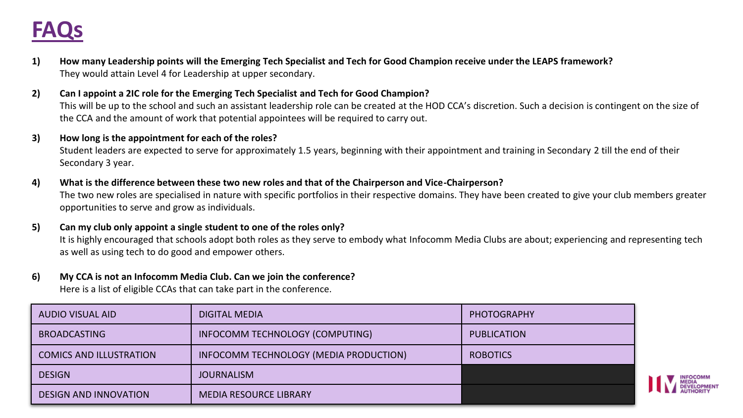# FAQs

1) **How many Leadership points will the Emerging Tech Specialist and Tech for Good Champion receive under the LEAPS framework?**
   They would attain Level 4 for Leadership at upper secondary.

2) **Can I appoint a 2IC role for the Emerging Tech Specialist and Tech for Good Champion?**
   This will be up to the school and such an assistant leadership role can be created at the HOD CCA's discretion. Such a decision is contingent on the size of the CCA and the amount of work that potential appointees will be required to carry out.

3) **How long is the appointment for each of the roles?**
   Student leaders are expected to serve for approximately 1.5 years, beginning with their appointment and training in Secondary 2 till the end of their Secondary 3 year.

4) **What is the difference between these two new roles and that of the Chairperson and Vice-Chairperson?**
   The two new roles are specialised in nature with specific portfolios in their respective domains. They have been created to give your club members greater opportunities to serve and grow as individuals.

5) **Can my club only appoint a single student to one of the roles only?**
   It is highly encouraged that schools adopt both roles as they serve to embody what Infocomm Media Clubs are about; experiencing and representing tech as well as using tech to do good and empower others.

6) **My CCA is not an Infocomm Media Club. Can we join the conference?**
   Here is a list of eligible CCAs that can take part in the conference.

| | | |
|---|---|---|
| AUDIO VISUAL AID | DIGITAL MEDIA | PHOTOGRAPHY |
| BROADCASTING | INFOCOMM TECHNOLOGY (COMPUTING) | PUBLICATION |
| COMICS AND ILLUSTRATION | INFOCOMM TECHNOLOGY (MEDIA PRODUCTION) | ROBOTICS |
| DESIGN | JOURNALISM | |
| DESIGN AND INNOVATION | MEDIA RESOURCE LIBRARY | |